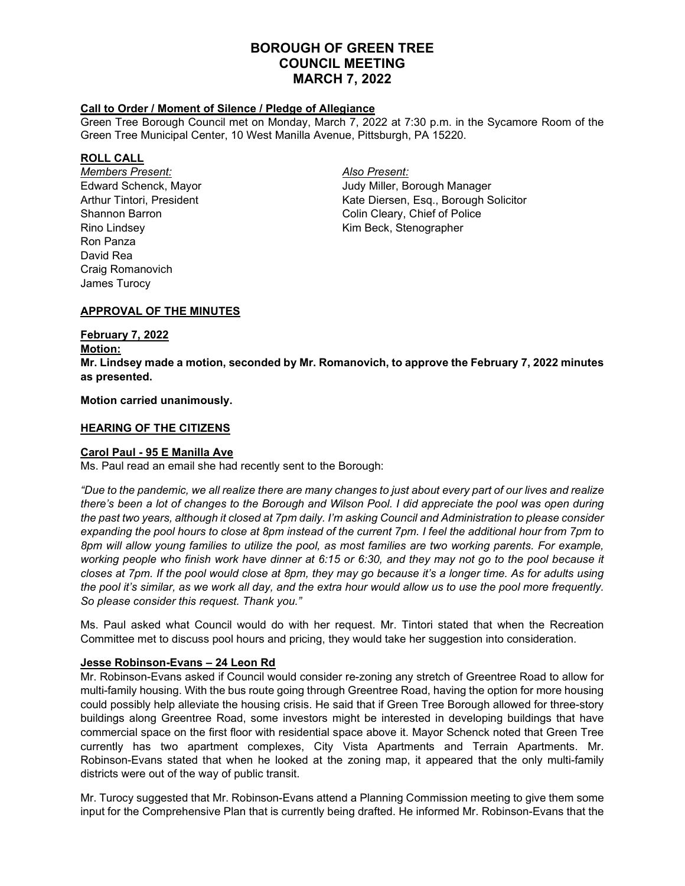# BOROUGH OF GREEN TREE
# COUNCIL MEETING
# MARCH 7, 2022

**Call to Order / Moment of Silence / Pledge of Allegiance**

Green Tree Borough Council met on Monday, March 7, 2022 at 7:30 p.m. in the Sycamore Room of the Green Tree Municipal Center, 10 West Manilla Avenue, Pittsburgh, PA 15220.

**ROLL CALL**

*Members Present:*
Edward Schenck, Mayor
Arthur Tintori, President
Shannon Barron
Rino Lindsey
Ron Panza
David Rea
Craig Romanovich
James Turocy

*Also Present:*
Judy Miller, Borough Manager
Kate Diersen, Esq., Borough Solicitor
Colin Cleary, Chief of Police
Kim Beck, Stenographer

**APPROVAL OF THE MINUTES**

**February 7, 2022**

**Motion:**

**Mr. Lindsey made a motion, seconded by Mr. Romanovich, to approve the February 7, 2022 minutes as presented.**

**Motion carried unanimously.**

**HEARING OF THE CITIZENS**

**Carol Paul - 95 E Manilla Ave**

Ms. Paul read an email she had recently sent to the Borough:

*"Due to the pandemic, we all realize there are many changes to just about every part of our lives and realize there's been a lot of changes to the Borough and Wilson Pool. I did appreciate the pool was open during the past two years, although it closed at 7pm daily. I'm asking Council and Administration to please consider expanding the pool hours to close at 8pm instead of the current 7pm. I feel the additional hour from 7pm to 8pm will allow young families to utilize the pool, as most families are two working parents. For example, working people who finish work have dinner at 6:15 or 6:30, and they may not go to the pool because it closes at 7pm. If the pool would close at 8pm, they may go because it's a longer time. As for adults using the pool it's similar, as we work all day, and the extra hour would allow us to use the pool more frequently. So please consider this request. Thank you."*

Ms. Paul asked what Council would do with her request. Mr. Tintori stated that when the Recreation Committee met to discuss pool hours and pricing, they would take her suggestion into consideration.

**Jesse Robinson-Evans – 24 Leon Rd**

Mr. Robinson-Evans asked if Council would consider re-zoning any stretch of Greentree Road to allow for multi-family housing. With the bus route going through Greentree Road, having the option for more housing could possibly help alleviate the housing crisis. He said that if Green Tree Borough allowed for three-story buildings along Greentree Road, some investors might be interested in developing buildings that have commercial space on the first floor with residential space above it. Mayor Schenck noted that Green Tree currently has two apartment complexes, City Vista Apartments and Terrain Apartments. Mr. Robinson-Evans stated that when he looked at the zoning map, it appeared that the only multi-family districts were out of the way of public transit.

Mr. Turocy suggested that Mr. Robinson-Evans attend a Planning Commission meeting to give them some input for the Comprehensive Plan that is currently being drafted. He informed Mr. Robinson-Evans that the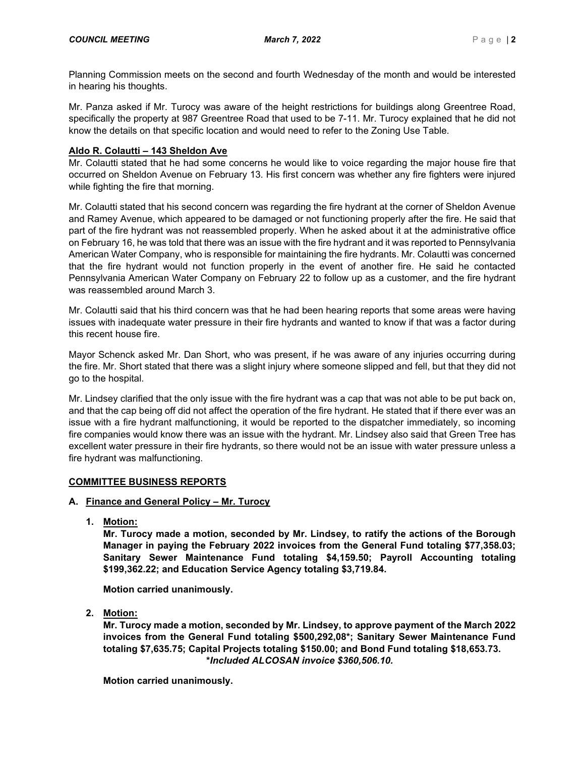Planning Commission meets on the second and fourth Wednesday of the month and would be interested in hearing his thoughts.

Mr. Panza asked if Mr. Turocy was aware of the height restrictions for buildings along Greentree Road, specifically the property at 987 Greentree Road that used to be 7-11. Mr. Turocy explained that he did not know the details on that specific location and would need to refer to the Zoning Use Table.

**Aldo R. Colautti – 143 Sheldon Ave**

Mr. Colautti stated that he had some concerns he would like to voice regarding the major house fire that occurred on Sheldon Avenue on February 13. His first concern was whether any fire fighters were injured while fighting the fire that morning.

Mr. Colautti stated that his second concern was regarding the fire hydrant at the corner of Sheldon Avenue and Ramey Avenue, which appeared to be damaged or not functioning properly after the fire. He said that part of the fire hydrant was not reassembled properly. When he asked about it at the administrative office on February 16, he was told that there was an issue with the fire hydrant and it was reported to Pennsylvania American Water Company, who is responsible for maintaining the fire hydrants. Mr. Colautti was concerned that the fire hydrant would not function properly in the event of another fire. He said he contacted Pennsylvania American Water Company on February 22 to follow up as a customer, and the fire hydrant was reassembled around March 3.

Mr. Colautti said that his third concern was that he had been hearing reports that some areas were having issues with inadequate water pressure in their fire hydrants and wanted to know if that was a factor during this recent house fire.

Mayor Schenck asked Mr. Dan Short, who was present, if he was aware of any injuries occurring during the fire. Mr. Short stated that there was a slight injury where someone slipped and fell, but that they did not go to the hospital.

Mr. Lindsey clarified that the only issue with the fire hydrant was a cap that was not able to be put back on, and that the cap being off did not affect the operation of the fire hydrant. He stated that if there ever was an issue with a fire hydrant malfunctioning, it would be reported to the dispatcher immediately, so incoming fire companies would know there was an issue with the hydrant. Mr. Lindsey also said that Green Tree has excellent water pressure in their fire hydrants, so there would not be an issue with water pressure unless a fire hydrant was malfunctioning.

## COMMITTEE BUSINESS REPORTS

### A. Finance and General Policy – Mr. Turocy

1. **Motion:**
   **Mr. Turocy made a motion, seconded by Mr. Lindsey, to ratify the actions of the Borough Manager in paying the February 2022 invoices from the General Fund totaling $77,358.03; Sanitary Sewer Maintenance Fund totaling $4,159.50; Payroll Accounting totaling $199,362.22; and Education Service Agency totaling $3,719.84.**

   **Motion carried unanimously.**

2. **Motion:**
   **Mr. Turocy made a motion, seconded by Mr. Lindsey, to approve payment of the March 2022 invoices from the General Fund totaling $500,292,08*; Sanitary Sewer Maintenance Fund totaling $7,635.75; Capital Projects totaling $150.00; and Bond Fund totaling $18,653.73.**
   ***Included ALCOSAN invoice $360,506.10.***

   **Motion carried unanimously.**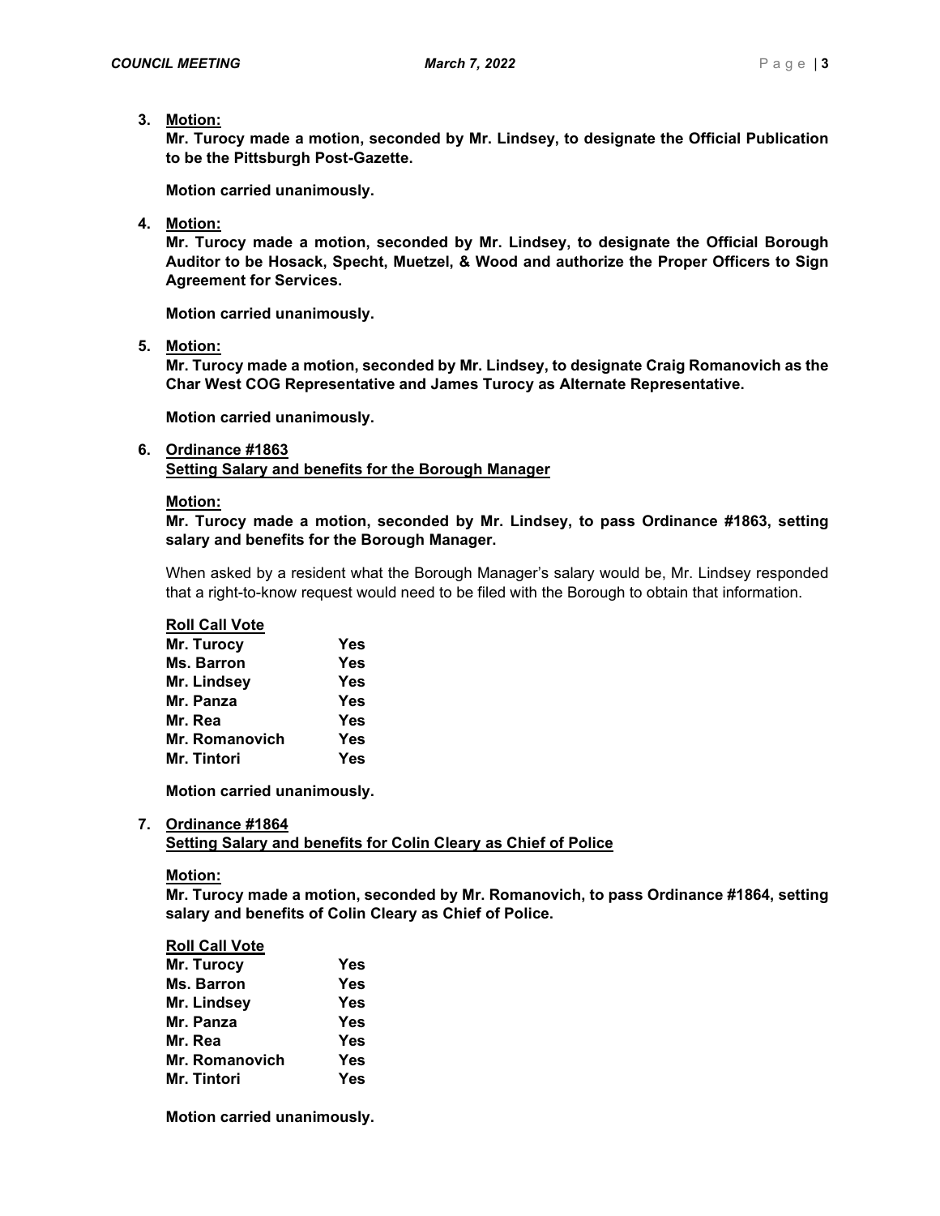3. **Motion:**

   **Mr. Turocy made a motion, seconded by Mr. Lindsey, to designate the Official Publication to be the Pittsburgh Post-Gazette.**

   **Motion carried unanimously.**

4. **Motion:**

   **Mr. Turocy made a motion, seconded by Mr. Lindsey, to designate the Official Borough Auditor to be Hosack, Specht, Muetzel, & Wood and authorize the Proper Officers to Sign Agreement for Services.**

   **Motion carried unanimously.**

5. **Motion:**

   **Mr. Turocy made a motion, seconded by Mr. Lindsey, to designate Craig Romanovich as the Char West COG Representative and James Turocy as Alternate Representative.**

   **Motion carried unanimously.**

6. **Ordinance #1863**
   **Setting Salary and benefits for the Borough Manager**

   **Motion:**

   **Mr. Turocy made a motion, seconded by Mr. Lindsey, to pass Ordinance #1863, setting salary and benefits for the Borough Manager.**

   When asked by a resident what the Borough Manager's salary would be, Mr. Lindsey responded that a right-to-know request would need to be filed with the Borough to obtain that information.

   **Roll Call Vote**

   | | |
   |---|---|
   | **Mr. Turocy** | **Yes** |
   | **Ms. Barron** | **Yes** |
   | **Mr. Lindsey** | **Yes** |
   | **Mr. Panza** | **Yes** |
   | **Mr. Rea** | **Yes** |
   | **Mr. Romanovich** | **Yes** |
   | **Mr. Tintori** | **Yes** |

   **Motion carried unanimously.**

7. **Ordinance #1864**
   **Setting Salary and benefits for Colin Cleary as Chief of Police**

   **Motion:**

   **Mr. Turocy made a motion, seconded by Mr. Romanovich, to pass Ordinance #1864, setting salary and benefits of Colin Cleary as Chief of Police.**

   **Roll Call Vote**

   | | |
   |---|---|
   | **Mr. Turocy** | **Yes** |
   | **Ms. Barron** | **Yes** |
   | **Mr. Lindsey** | **Yes** |
   | **Mr. Panza** | **Yes** |
   | **Mr. Rea** | **Yes** |
   | **Mr. Romanovich** | **Yes** |
   | **Mr. Tintori** | **Yes** |

   **Motion carried unanimously.**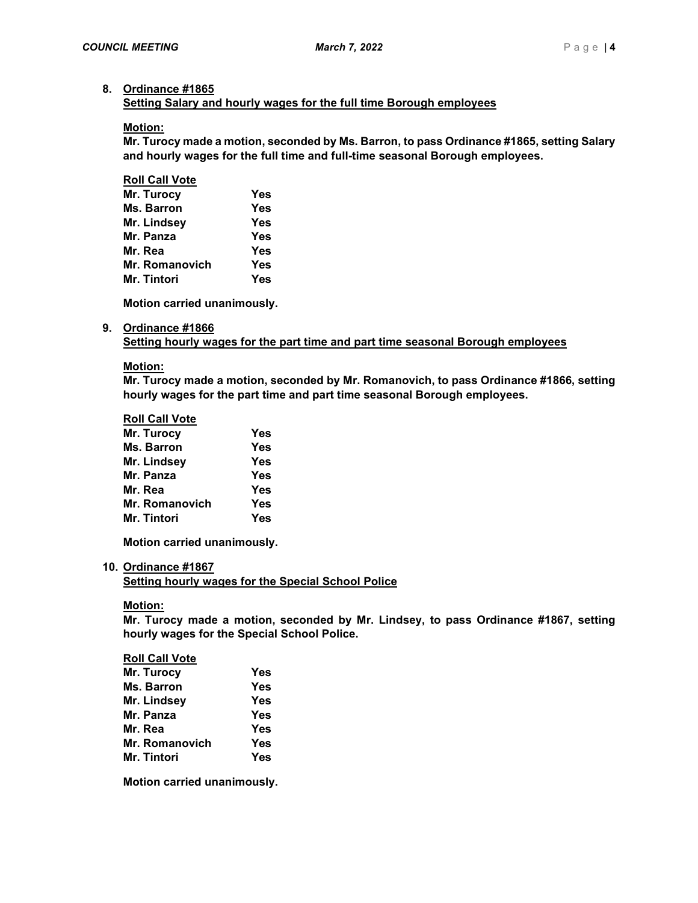8. **Ordinance #1865**
**Setting Salary and hourly wages for the full time Borough employees**

**Motion:**
**Mr. Turocy made a motion, seconded by Ms. Barron, to pass Ordinance #1865, setting Salary and hourly wages for the full time and full-time seasonal Borough employees.**

**Roll Call Vote**

| | |
|---|---|
| **Mr. Turocy** | **Yes** |
| **Ms. Barron** | **Yes** |
| **Mr. Lindsey** | **Yes** |
| **Mr. Panza** | **Yes** |
| **Mr. Rea** | **Yes** |
| **Mr. Romanovich** | **Yes** |
| **Mr. Tintori** | **Yes** |

**Motion carried unanimously.**

9. **Ordinance #1866**
**Setting hourly wages for the part time and part time seasonal Borough employees**

**Motion:**
**Mr. Turocy made a motion, seconded by Mr. Romanovich, to pass Ordinance #1866, setting hourly wages for the part time and part time seasonal Borough employees.**

**Roll Call Vote**

| | |
|---|---|
| **Mr. Turocy** | **Yes** |
| **Ms. Barron** | **Yes** |
| **Mr. Lindsey** | **Yes** |
| **Mr. Panza** | **Yes** |
| **Mr. Rea** | **Yes** |
| **Mr. Romanovich** | **Yes** |
| **Mr. Tintori** | **Yes** |

**Motion carried unanimously.**

10. **Ordinance #1867**
**Setting hourly wages for the Special School Police**

**Motion:**
**Mr. Turocy made a motion, seconded by Mr. Lindsey, to pass Ordinance #1867, setting hourly wages for the Special School Police.**

**Roll Call Vote**

| | |
|---|---|
| **Mr. Turocy** | **Yes** |
| **Ms. Barron** | **Yes** |
| **Mr. Lindsey** | **Yes** |
| **Mr. Panza** | **Yes** |
| **Mr. Rea** | **Yes** |
| **Mr. Romanovich** | **Yes** |
| **Mr. Tintori** | **Yes** |

**Motion carried unanimously.**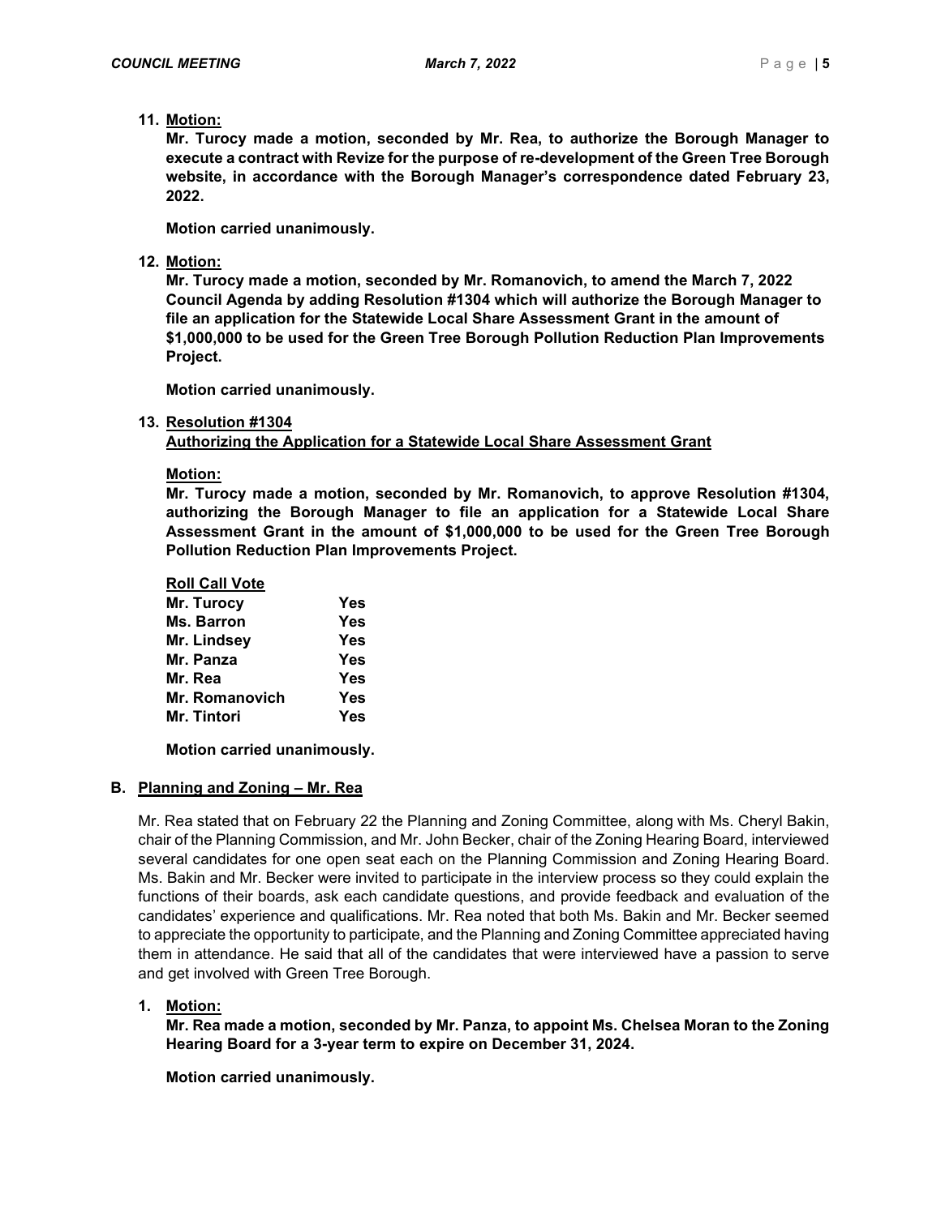11. **Motion:**
**Mr. Turocy made a motion, seconded by Mr. Rea, to authorize the Borough Manager to execute a contract with Revize for the purpose of re-development of the Green Tree Borough website, in accordance with the Borough Manager's correspondence dated February 23, 2022.**

**Motion carried unanimously.**

12. **Motion:**
**Mr. Turocy made a motion, seconded by Mr. Romanovich, to amend the March 7, 2022 Council Agenda by adding Resolution #1304 which will authorize the Borough Manager to file an application for the Statewide Local Share Assessment Grant in the amount of $1,000,000 to be used for the Green Tree Borough Pollution Reduction Plan Improvements Project.**

**Motion carried unanimously.**

13. **Resolution #1304**
**Authorizing the Application for a Statewide Local Share Assessment Grant**

**Motion:**
**Mr. Turocy made a motion, seconded by Mr. Romanovich, to approve Resolution #1304, authorizing the Borough Manager to file an application for a Statewide Local Share Assessment Grant in the amount of $1,000,000 to be used for the Green Tree Borough Pollution Reduction Plan Improvements Project.**

**Roll Call Vote**

| | |
|---|---|
| **Mr. Turocy** | **Yes** |
| **Ms. Barron** | **Yes** |
| **Mr. Lindsey** | **Yes** |
| **Mr. Panza** | **Yes** |
| **Mr. Rea** | **Yes** |
| **Mr. Romanovich** | **Yes** |
| **Mr. Tintori** | **Yes** |

**Motion carried unanimously.**

**B. Planning and Zoning – Mr. Rea**

Mr. Rea stated that on February 22 the Planning and Zoning Committee, along with Ms. Cheryl Bakin, chair of the Planning Commission, and Mr. John Becker, chair of the Zoning Hearing Board, interviewed several candidates for one open seat each on the Planning Commission and Zoning Hearing Board. Ms. Bakin and Mr. Becker were invited to participate in the interview process so they could explain the functions of their boards, ask each candidate questions, and provide feedback and evaluation of the candidates' experience and qualifications. Mr. Rea noted that both Ms. Bakin and Mr. Becker seemed to appreciate the opportunity to participate, and the Planning and Zoning Committee appreciated having them in attendance. He said that all of the candidates that were interviewed have a passion to serve and get involved with Green Tree Borough.

1. **Motion:**
**Mr. Rea made a motion, seconded by Mr. Panza, to appoint Ms. Chelsea Moran to the Zoning Hearing Board for a 3-year term to expire on December 31, 2024.**

**Motion carried unanimously.**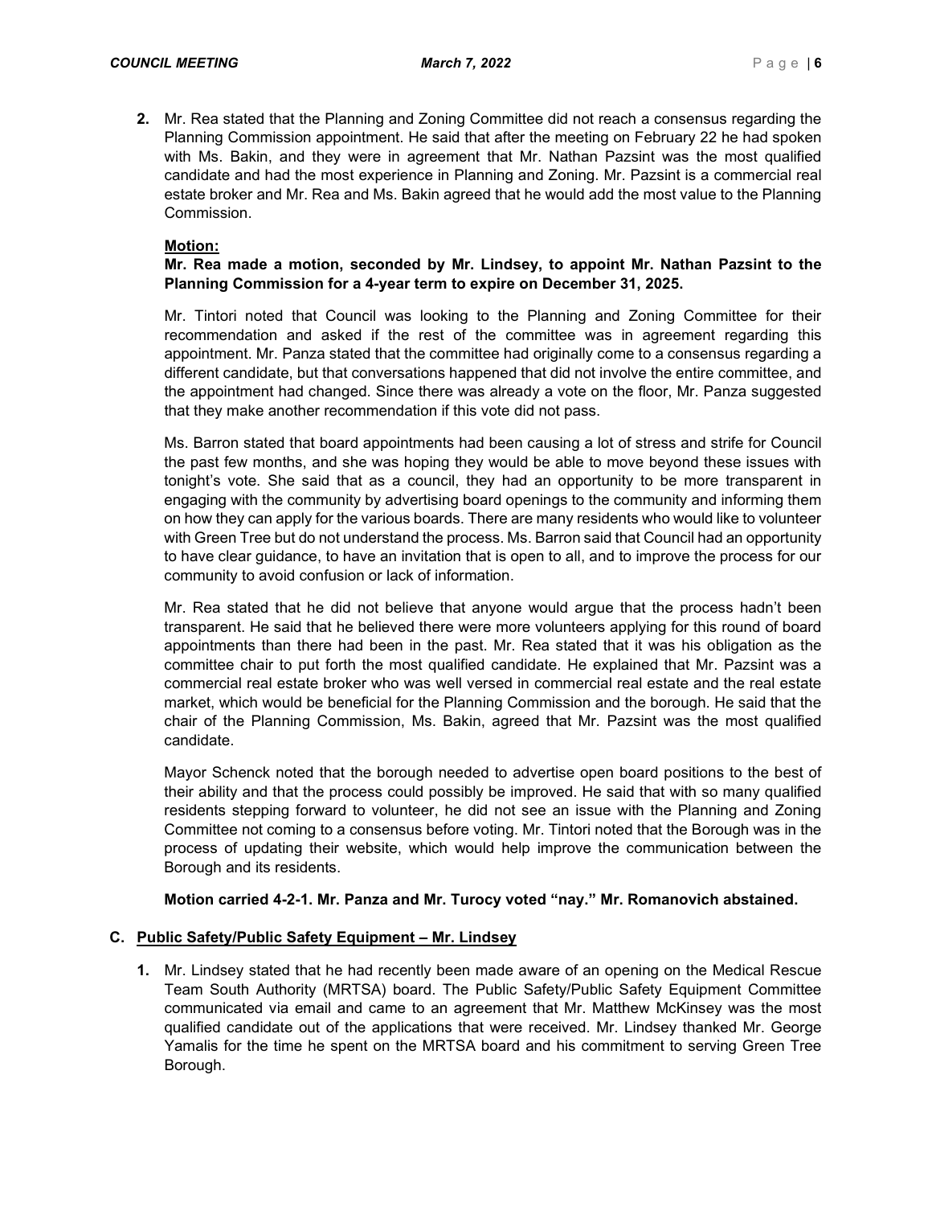2. Mr. Rea stated that the Planning and Zoning Committee did not reach a consensus regarding the Planning Commission appointment. He said that after the meeting on February 22 he had spoken with Ms. Bakin, and they were in agreement that Mr. Nathan Pazsint was the most qualified candidate and had the most experience in Planning and Zoning. Mr. Pazsint is a commercial real estate broker and Mr. Rea and Ms. Bakin agreed that he would add the most value to the Planning Commission.

   **Motion:**

   **Mr. Rea made a motion, seconded by Mr. Lindsey, to appoint Mr. Nathan Pazsint to the Planning Commission for a 4-year term to expire on December 31, 2025.**

   Mr. Tintori noted that Council was looking to the Planning and Zoning Committee for their recommendation and asked if the rest of the committee was in agreement regarding this appointment. Mr. Panza stated that the committee had originally come to a consensus regarding a different candidate, but that conversations happened that did not involve the entire committee, and the appointment had changed. Since there was already a vote on the floor, Mr. Panza suggested that they make another recommendation if this vote did not pass.

   Ms. Barron stated that board appointments had been causing a lot of stress and strife for Council the past few months, and she was hoping they would be able to move beyond these issues with tonight's vote. She said that as a council, they had an opportunity to be more transparent in engaging with the community by advertising board openings to the community and informing them on how they can apply for the various boards. There are many residents who would like to volunteer with Green Tree but do not understand the process. Ms. Barron said that Council had an opportunity to have clear guidance, to have an invitation that is open to all, and to improve the process for our community to avoid confusion or lack of information.

   Mr. Rea stated that he did not believe that anyone would argue that the process hadn't been transparent. He said that he believed there were more volunteers applying for this round of board appointments than there had been in the past. Mr. Rea stated that it was his obligation as the committee chair to put forth the most qualified candidate. He explained that Mr. Pazsint was a commercial real estate broker who was well versed in commercial real estate and the real estate market, which would be beneficial for the Planning Commission and the borough. He said that the chair of the Planning Commission, Ms. Bakin, agreed that Mr. Pazsint was the most qualified candidate.

   Mayor Schenck noted that the borough needed to advertise open board positions to the best of their ability and that the process could possibly be improved. He said that with so many qualified residents stepping forward to volunteer, he did not see an issue with the Planning and Zoning Committee not coming to a consensus before voting. Mr. Tintori noted that the Borough was in the process of updating their website, which would help improve the communication between the Borough and its residents.

   **Motion carried 4-2-1. Mr. Panza and Mr. Turocy voted "nay." Mr. Romanovich abstained.**

**C. Public Safety/Public Safety Equipment – Mr. Lindsey**

1. Mr. Lindsey stated that he had recently been made aware of an opening on the Medical Rescue Team South Authority (MRTSA) board. The Public Safety/Public Safety Equipment Committee communicated via email and came to an agreement that Mr. Matthew McKinsey was the most qualified candidate out of the applications that were received. Mr. Lindsey thanked Mr. George Yamalis for the time he spent on the MRTSA board and his commitment to serving Green Tree Borough.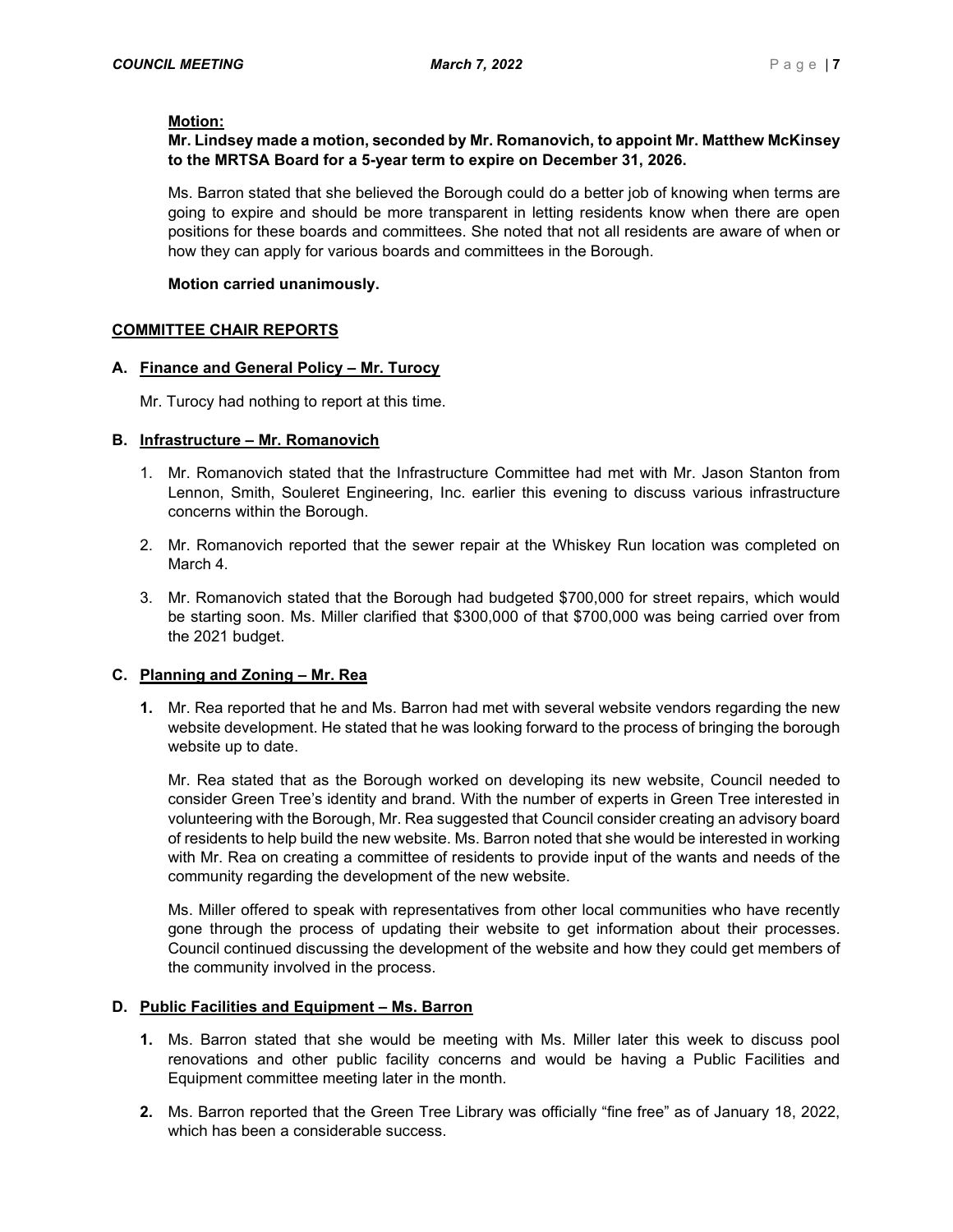**Motion:**

**Mr. Lindsey made a motion, seconded by Mr. Romanovich, to appoint Mr. Matthew McKinsey to the MRTSA Board for a 5-year term to expire on December 31, 2026.**

Ms. Barron stated that she believed the Borough could do a better job of knowing when terms are going to expire and should be more transparent in letting residents know when there are open positions for these boards and committees. She noted that not all residents are aware of when or how they can apply for various boards and committees in the Borough.

**Motion carried unanimously.**

## COMMITTEE CHAIR REPORTS

### A. Finance and General Policy – Mr. Turocy

Mr. Turocy had nothing to report at this time.

### B. Infrastructure – Mr. Romanovich

1. Mr. Romanovich stated that the Infrastructure Committee had met with Mr. Jason Stanton from Lennon, Smith, Souleret Engineering, Inc. earlier this evening to discuss various infrastructure concerns within the Borough.

2. Mr. Romanovich reported that the sewer repair at the Whiskey Run location was completed on March 4.

3. Mr. Romanovich stated that the Borough had budgeted $700,000 for street repairs, which would be starting soon. Ms. Miller clarified that $300,000 of that $700,000 was being carried over from the 2021 budget.

### C. Planning and Zoning – Mr. Rea

1. Mr. Rea reported that he and Ms. Barron had met with several website vendors regarding the new website development. He stated that he was looking forward to the process of bringing the borough website up to date.

   Mr. Rea stated that as the Borough worked on developing its new website, Council needed to consider Green Tree's identity and brand. With the number of experts in Green Tree interested in volunteering with the Borough, Mr. Rea suggested that Council consider creating an advisory board of residents to help build the new website. Ms. Barron noted that she would be interested in working with Mr. Rea on creating a committee of residents to provide input of the wants and needs of the community regarding the development of the new website.

   Ms. Miller offered to speak with representatives from other local communities who have recently gone through the process of updating their website to get information about their processes. Council continued discussing the development of the website and how they could get members of the community involved in the process.

### D. Public Facilities and Equipment – Ms. Barron

1. Ms. Barron stated that she would be meeting with Ms. Miller later this week to discuss pool renovations and other public facility concerns and would be having a Public Facilities and Equipment committee meeting later in the month.

2. Ms. Barron reported that the Green Tree Library was officially "fine free" as of January 18, 2022, which has been a considerable success.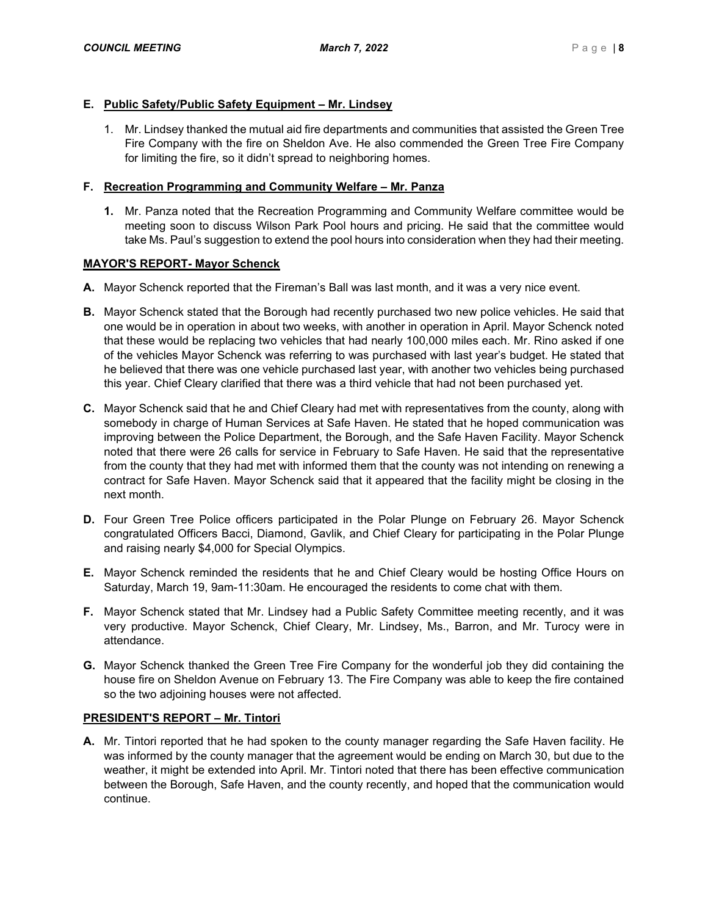**E. Public Safety/Public Safety Equipment – Mr. Lindsey**

1. Mr. Lindsey thanked the mutual aid fire departments and communities that assisted the Green Tree Fire Company with the fire on Sheldon Ave. He also commended the Green Tree Fire Company for limiting the fire, so it didn't spread to neighboring homes.

**F. Recreation Programming and Community Welfare – Mr. Panza**

1. Mr. Panza noted that the Recreation Programming and Community Welfare committee would be meeting soon to discuss Wilson Park Pool hours and pricing. He said that the committee would take Ms. Paul's suggestion to extend the pool hours into consideration when they had their meeting.

**MAYOR'S REPORT- Mayor Schenck**

**A.** Mayor Schenck reported that the Fireman's Ball was last month, and it was a very nice event.

**B.** Mayor Schenck stated that the Borough had recently purchased two new police vehicles. He said that one would be in operation in about two weeks, with another in operation in April. Mayor Schenck noted that these would be replacing two vehicles that had nearly 100,000 miles each. Mr. Rino asked if one of the vehicles Mayor Schenck was referring to was purchased with last year's budget. He stated that he believed that there was one vehicle purchased last year, with another two vehicles being purchased this year. Chief Cleary clarified that there was a third vehicle that had not been purchased yet.

**C.** Mayor Schenck said that he and Chief Cleary had met with representatives from the county, along with somebody in charge of Human Services at Safe Haven. He stated that he hoped communication was improving between the Police Department, the Borough, and the Safe Haven Facility. Mayor Schenck noted that there were 26 calls for service in February to Safe Haven. He said that the representative from the county that they had met with informed them that the county was not intending on renewing a contract for Safe Haven. Mayor Schenck said that it appeared that the facility might be closing in the next month.

**D.** Four Green Tree Police officers participated in the Polar Plunge on February 26. Mayor Schenck congratulated Officers Bacci, Diamond, Gavlik, and Chief Cleary for participating in the Polar Plunge and raising nearly $4,000 for Special Olympics.

**E.** Mayor Schenck reminded the residents that he and Chief Cleary would be hosting Office Hours on Saturday, March 19, 9am-11:30am. He encouraged the residents to come chat with them.

**F.** Mayor Schenck stated that Mr. Lindsey had a Public Safety Committee meeting recently, and it was very productive. Mayor Schenck, Chief Cleary, Mr. Lindsey, Ms., Barron, and Mr. Turocy were in attendance.

**G.** Mayor Schenck thanked the Green Tree Fire Company for the wonderful job they did containing the house fire on Sheldon Avenue on February 13. The Fire Company was able to keep the fire contained so the two adjoining houses were not affected.

**PRESIDENT'S REPORT – Mr. Tintori**

**A.** Mr. Tintori reported that he had spoken to the county manager regarding the Safe Haven facility. He was informed by the county manager that the agreement would be ending on March 30, but due to the weather, it might be extended into April. Mr. Tintori noted that there has been effective communication between the Borough, Safe Haven, and the county recently, and hoped that the communication would continue.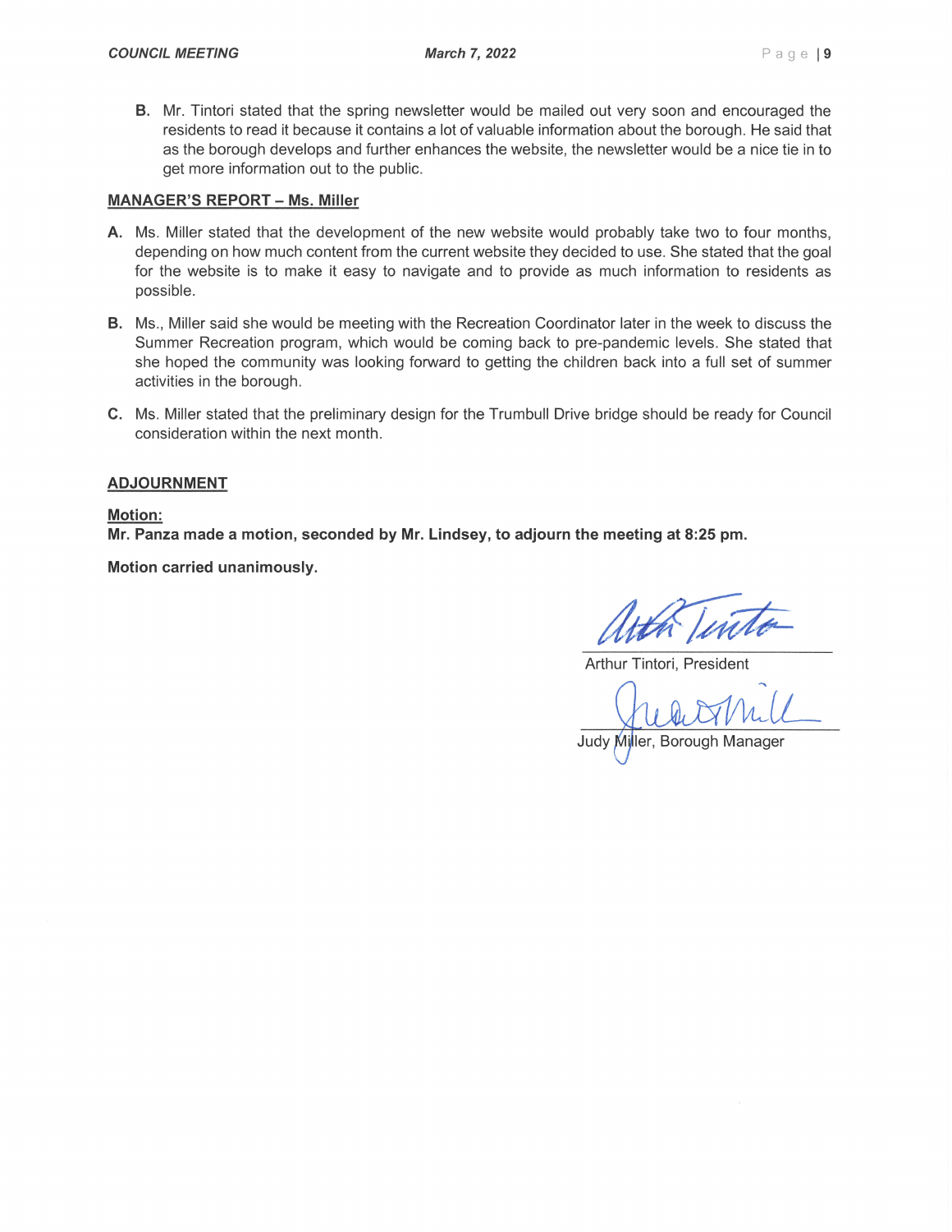B. Mr. Tintori stated that the spring newsletter would be mailed out very soon and encouraged the residents to read it because it contains a lot of valuable information about the borough. He said that as the borough develops and further enhances the website, the newsletter would be a nice tie in to get more information out to the public.

**MANAGER'S REPORT – Ms. Miller**

**A.** Ms. Miller stated that the development of the new website would probably take two to four months, depending on how much content from the current website they decided to use. She stated that the goal for the website is to make it easy to navigate and to provide as much information to residents as possible.

**B.** Ms., Miller said she would be meeting with the Recreation Coordinator later in the week to discuss the Summer Recreation program, which would be coming back to pre-pandemic levels. She stated that she hoped the community was looking forward to getting the children back into a full set of summer activities in the borough.

**C.** Ms. Miller stated that the preliminary design for the Trumbull Drive bridge should be ready for Council consideration within the next month.

**ADJOURNMENT**

**Motion:**
**Mr. Panza made a motion, seconded by Mr. Lindsey, to adjourn the meeting at 8:25 pm.**

**Motion carried unanimously.**

Arthur Tintori, President

Judy Miller, Borough Manager